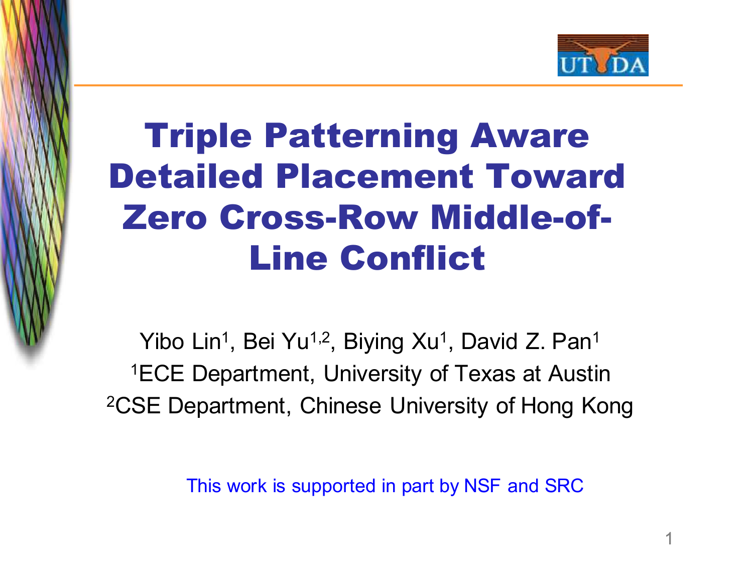# Triple Patterning Aware Detailed Placement Toward Zero Cross-Row Middle-of-Line Conflict

Yibo Lin[1], Bei Yu[1,2], Biying Xu[1], David Z. Pan[1]

[1]ECE Department, University of Texas at Austin

[2]CSE Department, Chinese University of Hong Kong

This work is supported in part by NSF and SRC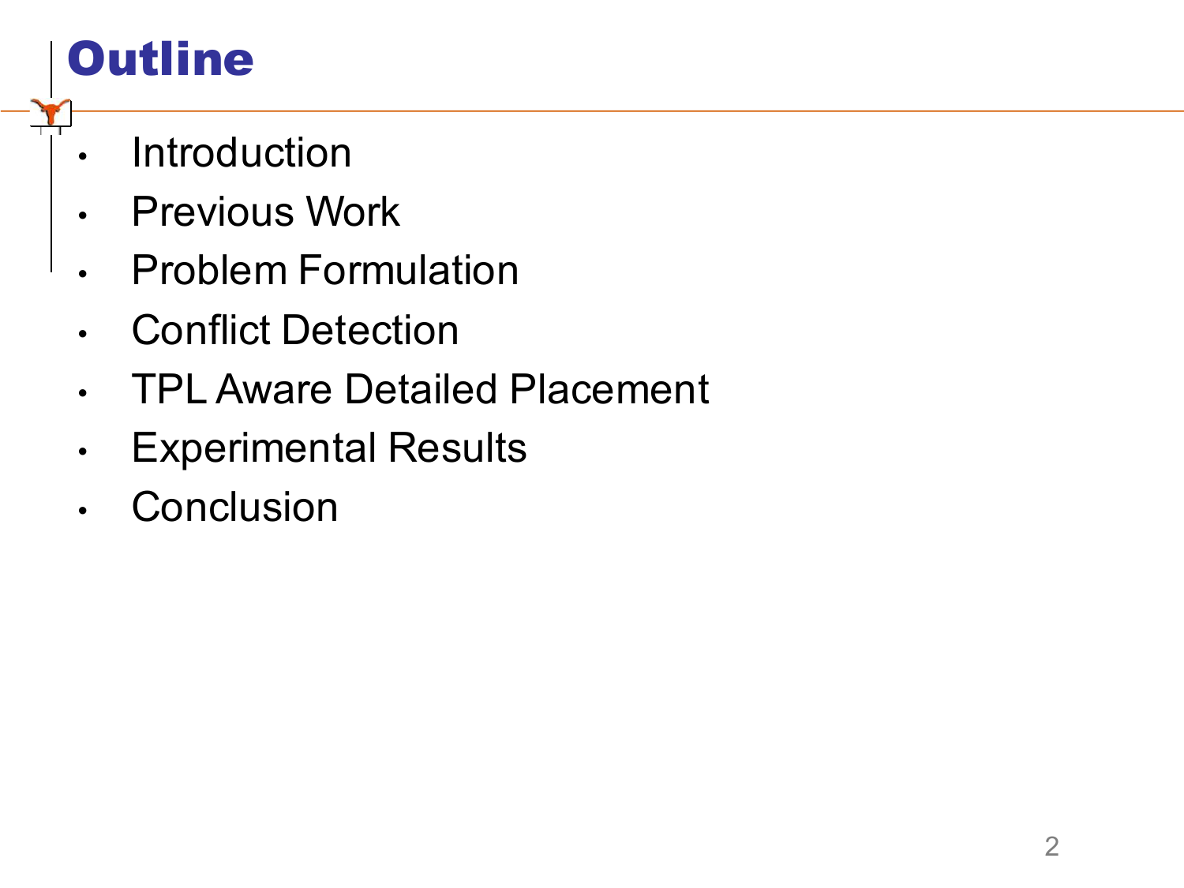# Outline

- Introduction
- Previous Work
- Problem Formulation
- Conflict Detection
- TPL Aware Detailed Placement
- Experimental Results
- Conclusion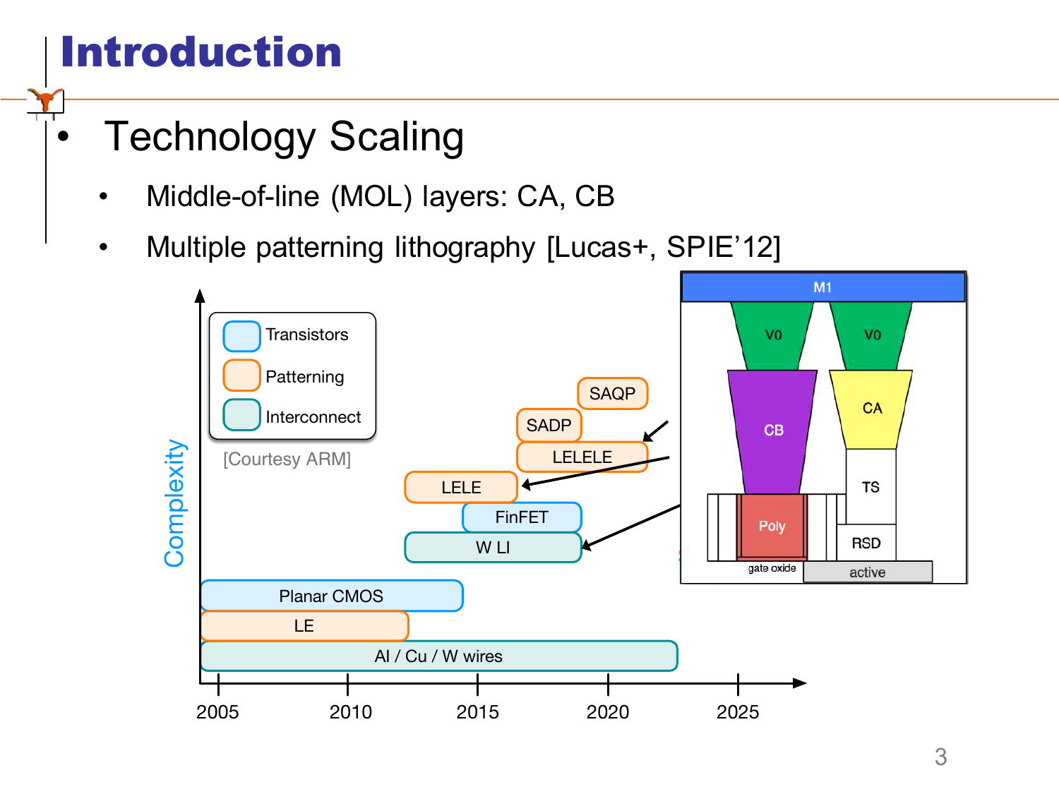# Introduction

- Technology Scaling
  - Middle-of-line (MOL) layers: CA, CB
  - Multiple patterning lithography [Lucas+, SPIE'12]

Complexity

Transistors

Patterning

Interconnect

[Courtesy ARM]

SAQP

SADP

LELELE

LELE

FinFET

W LI

Planar CMOS

LE

Al / Cu / W wires

2005 2010 2015 2020 2025

M1

V0 V0

CB CA

TS

Poly RSD

gate oxide active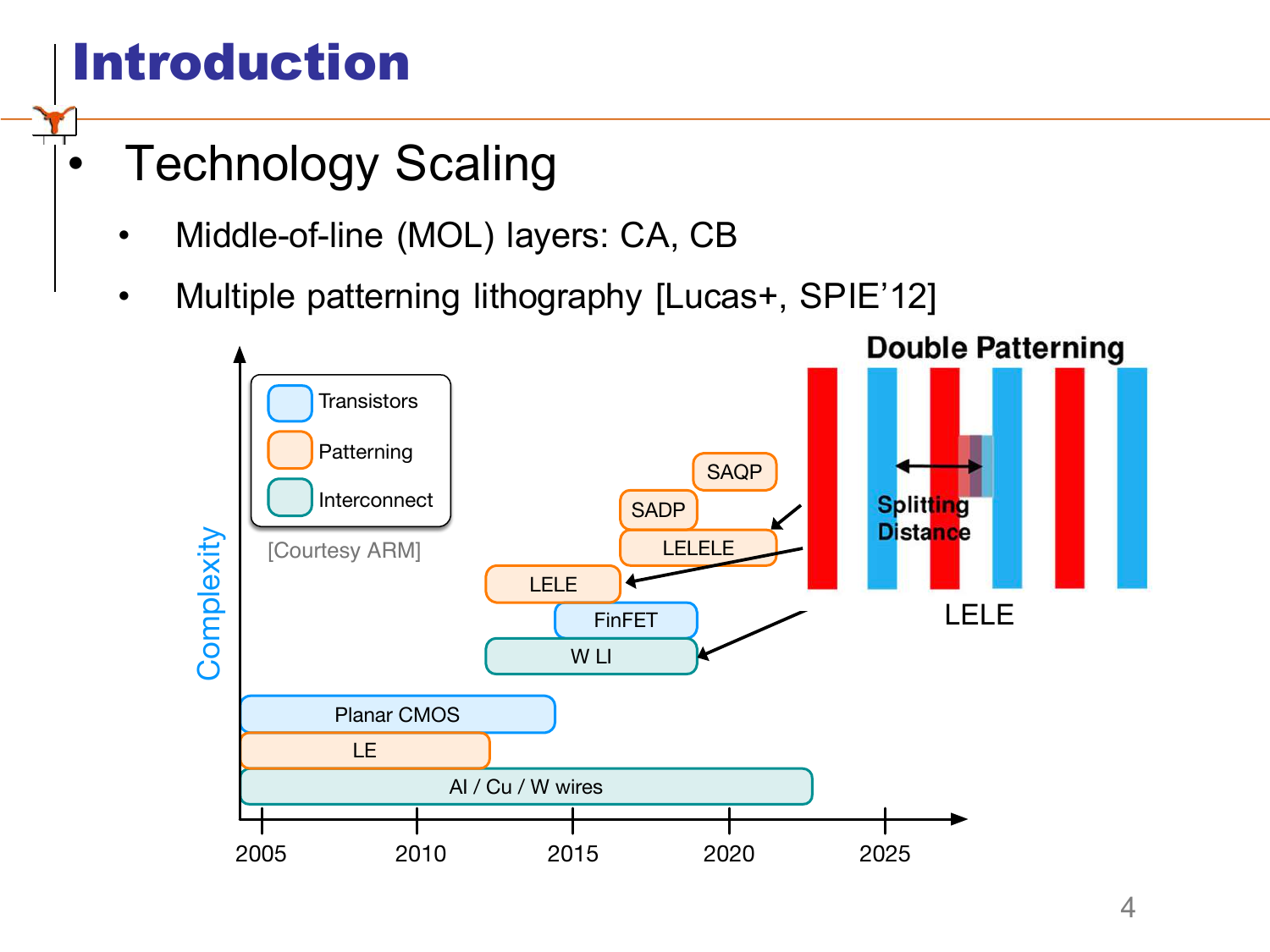# Introduction

- Technology Scaling
  - Middle-of-line (MOL) layers: CA, CB
  - Multiple patterning lithography [Lucas+, SPIE'12]

Transistors

Patterning

Interconnect

[Courtesy ARM]

Complexity

SAQP

SADP

LELELE

LELE

FinFET

W LI

Planar CMOS

LE

Al / Cu / W wires

2005 2010 2015 2020 2025

Double Patterning

Splitting Distance

LELE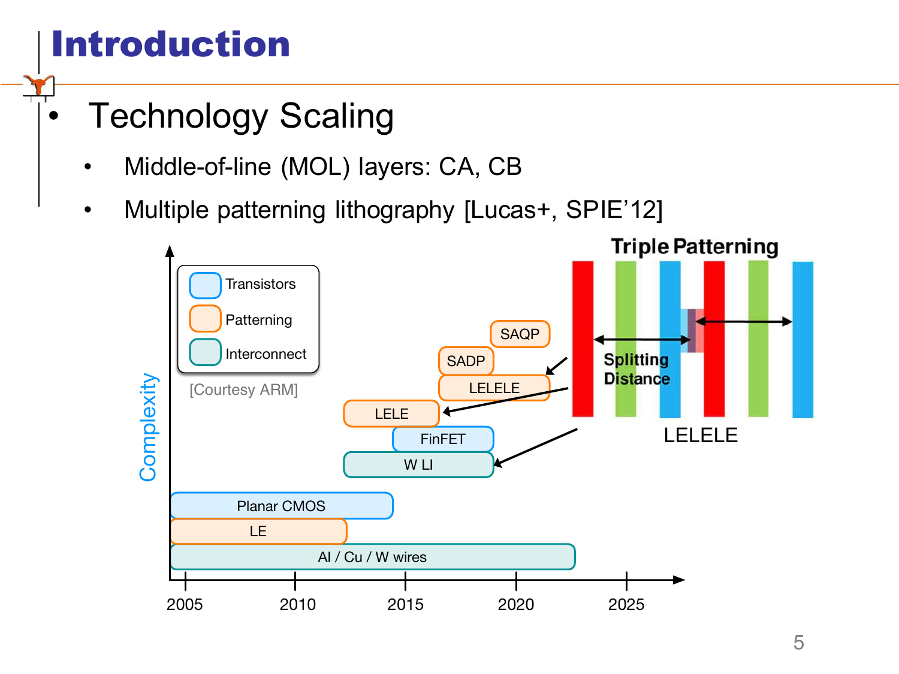# Introduction

- Technology Scaling
  - Middle-of-line (MOL) layers: CA, CB
  - Multiple patterning lithography [Lucas+, SPIE'12]

Triple Patterning

Splitting Distance

LELELE

Transistors

Patterning

Interconnect

[Courtesy ARM]

Complexity

SAQP

SADP

LELELE

LELE

FinFET

W LI

Planar CMOS

LE

Al / Cu / W wires

2005 2010 2015 2020 2025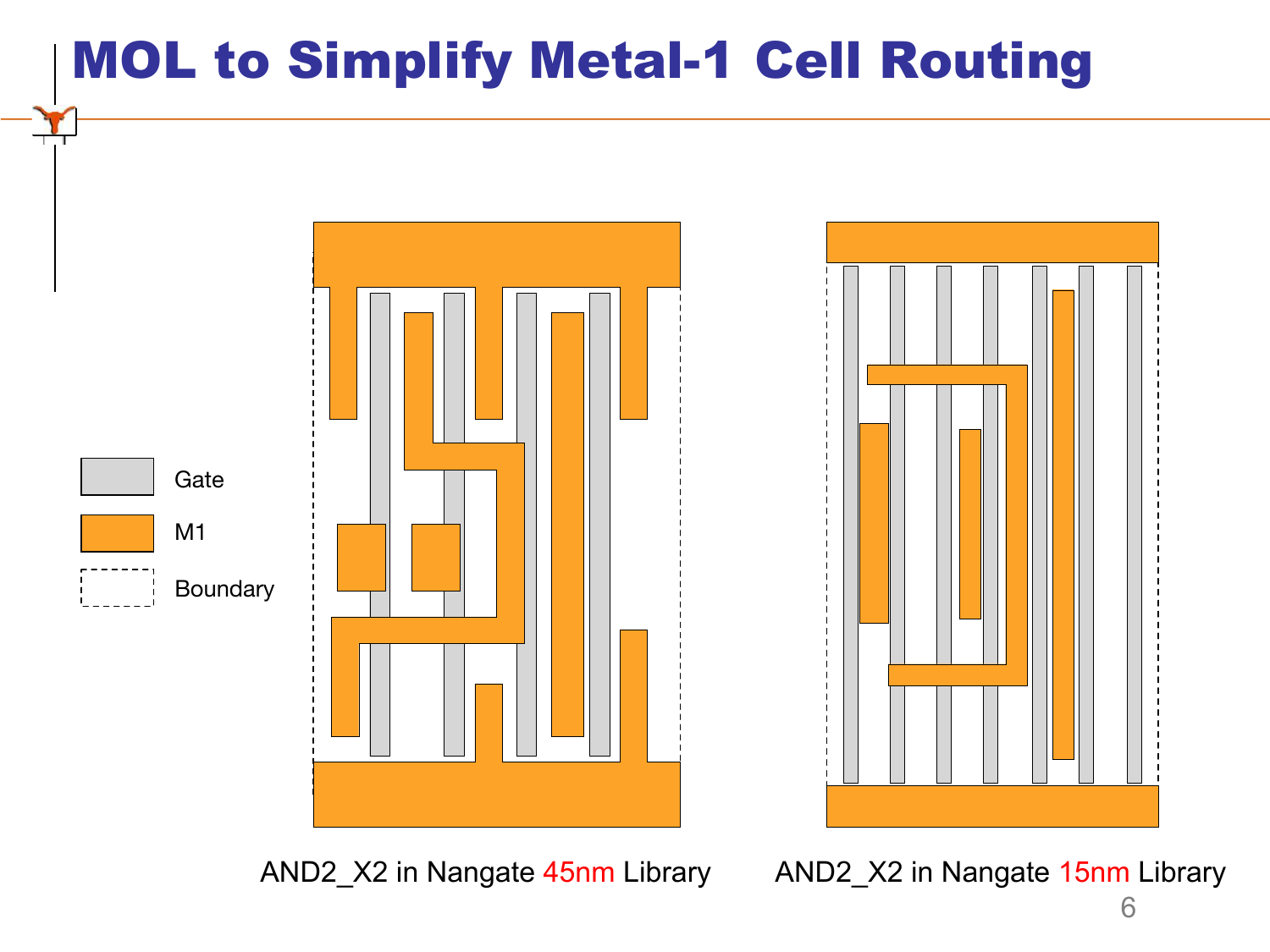# MOL to Simplify Metal-1 Cell Routing

Gate

M1

Boundary

AND2_X2 in Nangate 45nm Library

AND2_X2 in Nangate 15nm Library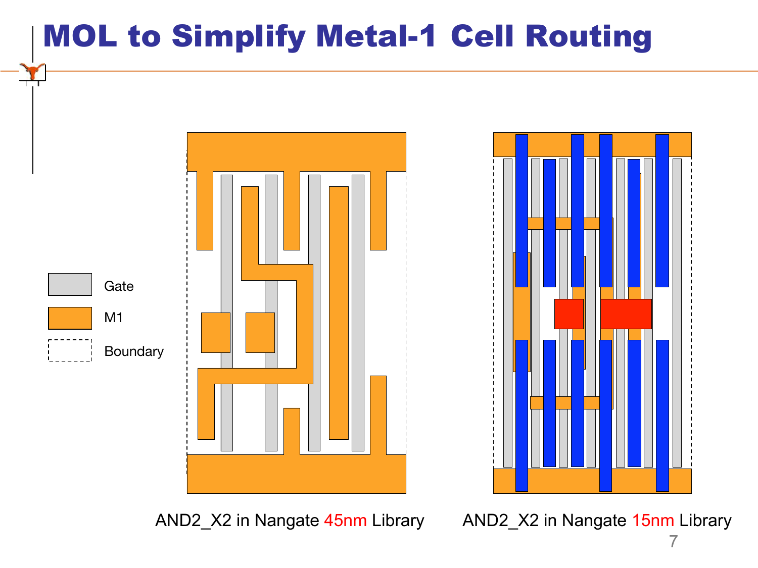# MOL to Simplify Metal-1 Cell Routing

Gate

M1

Boundary

AND2_X2 in Nangate 45nm Library

AND2_X2 in Nangate 15nm Library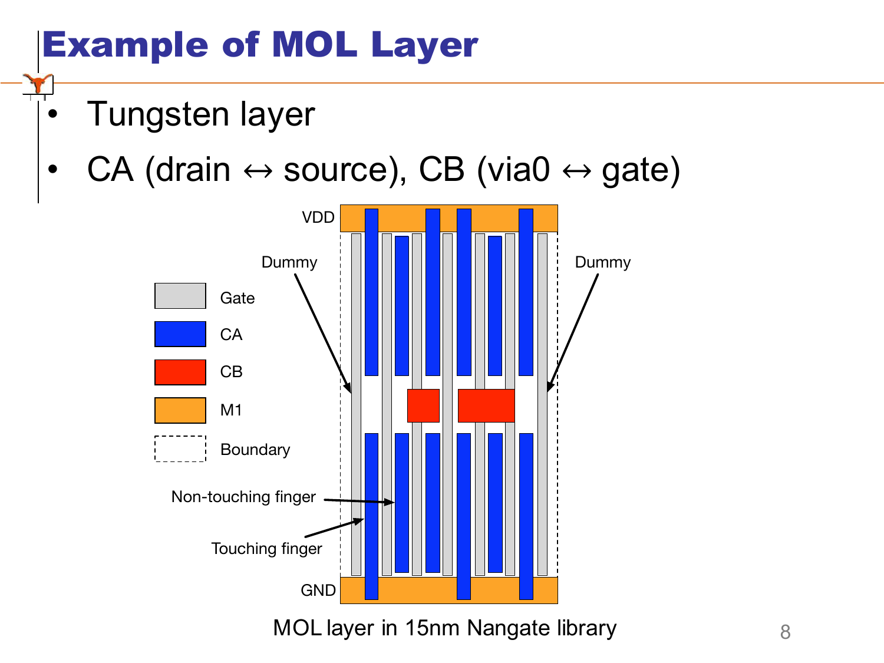# Example of MOL Layer

- Tungsten layer
- CA (drain ↔ source), CB (via0 ↔ gate)

MOL layer in 15nm Nangate library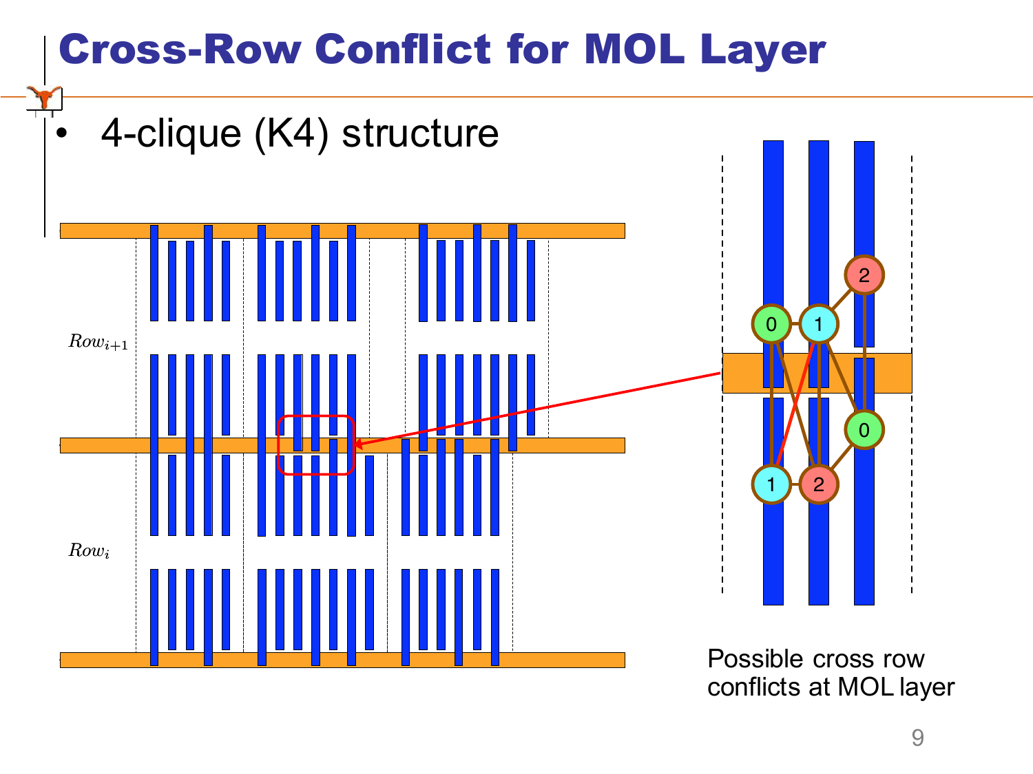# Cross-Row Conflict for MOL Layer

- 4-clique (K4) structure

$Row_{i+1}$

$Row_i$

Possible cross row conflicts at MOL layer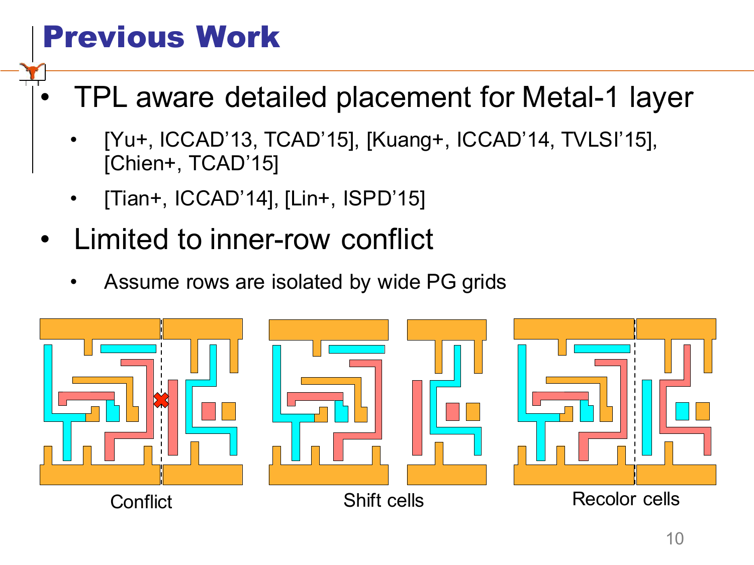# Previous Work

- TPL aware detailed placement for Metal-1 layer
  - [Yu+, ICCAD'13, TCAD'15], [Kuang+, ICCAD'14, TVLSI'15], [Chien+, TCAD'15]
  - [Tian+, ICCAD'14], [Lin+, ISPD'15]
- Limited to inner-row conflict
  - Assume rows are isolated by wide PG grids

Conflict | Shift cells | Recolor cells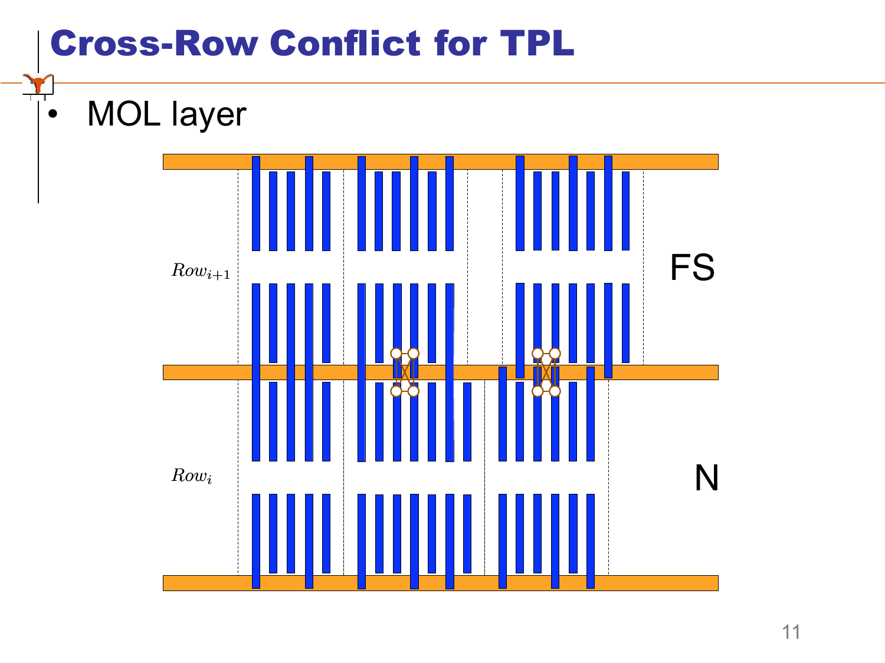# Cross-Row Conflict for TPL

- MOL layer

$Row_{i+1}$

FS

$Row_i$

N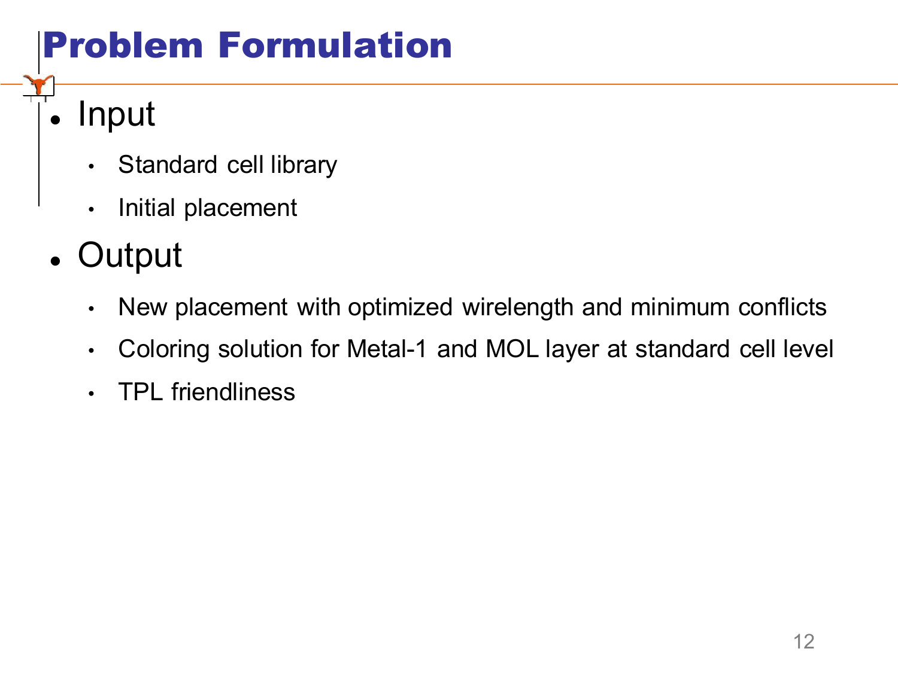# Problem Formulation

- Input
  - Standard cell library
  - Initial placement
- Output
  - New placement with optimized wirelength and minimum conflicts
  - Coloring solution for Metal-1 and MOL layer at standard cell level
  - TPL friendliness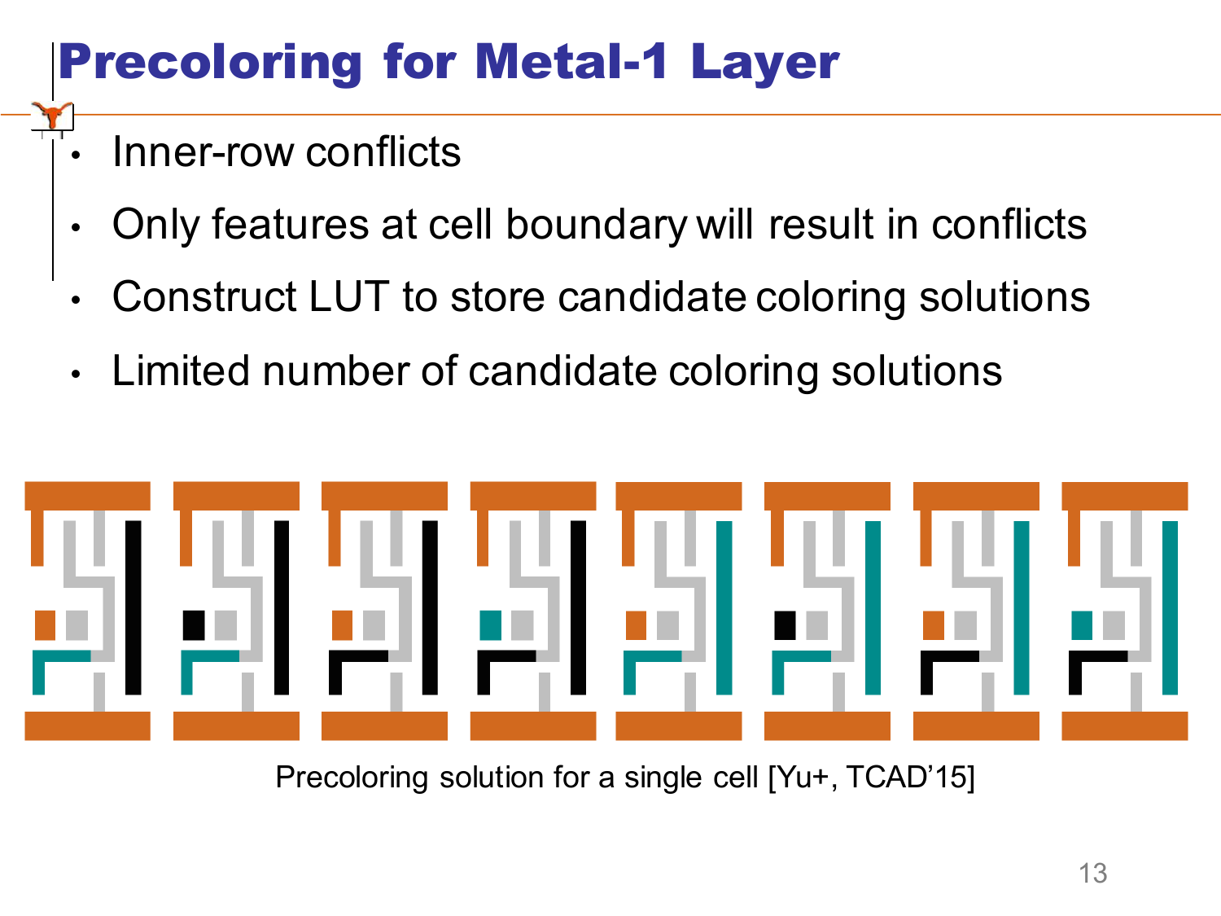# Precoloring for Metal-1 Layer

- Inner-row conflicts
- Only features at cell boundary will result in conflicts
- Construct LUT to store candidate coloring solutions
- Limited number of candidate coloring solutions

Precoloring solution for a single cell [Yu+, TCAD'15]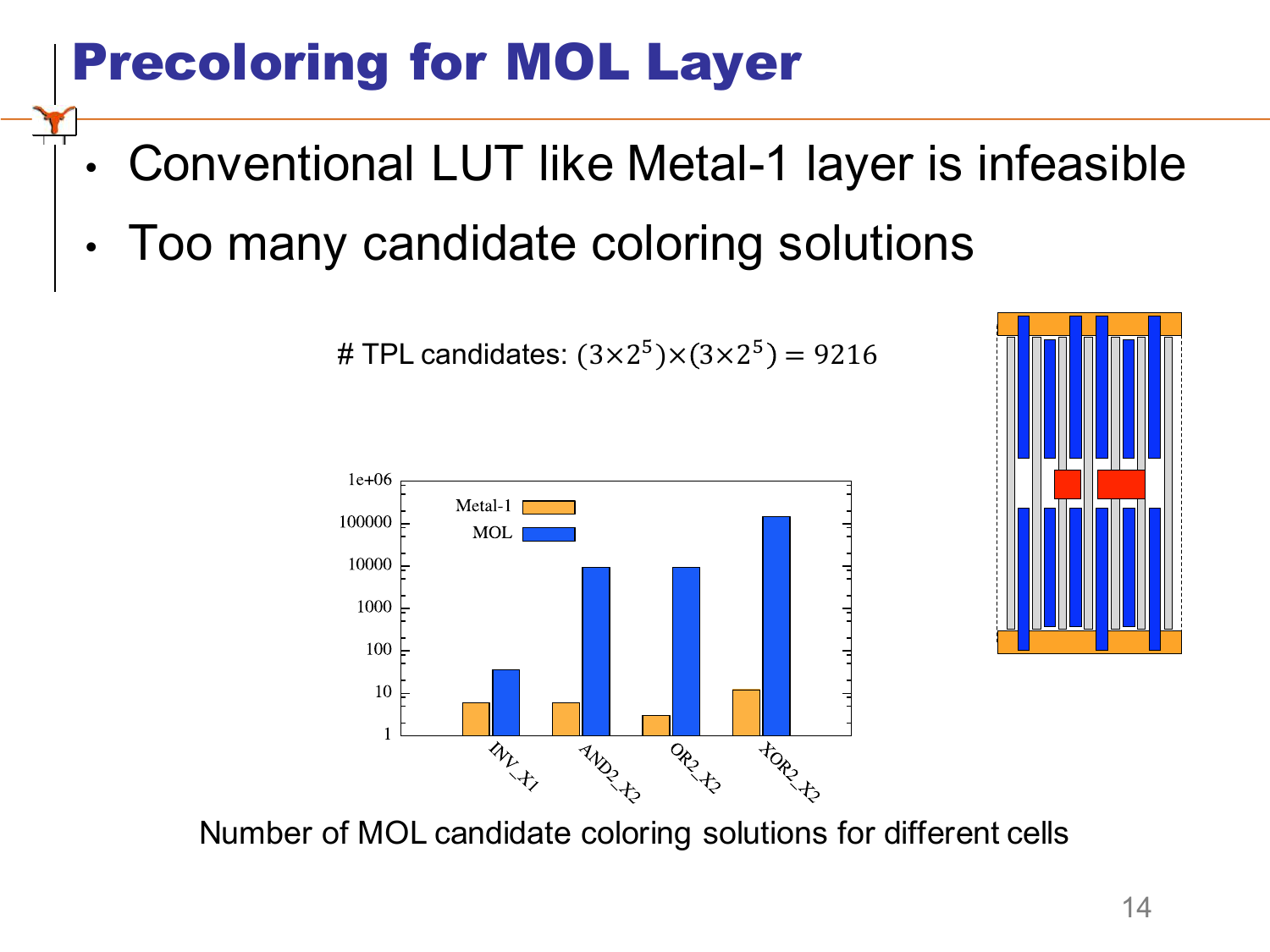# Precoloring for MOL Layer

- Conventional LUT like Metal-1 layer is infeasible
- Too many candidate coloring solutions

# TPL candidates: $(3\times2^5)\times(3\times2^5) = 9216$

Number of MOL candidate coloring solutions for different cells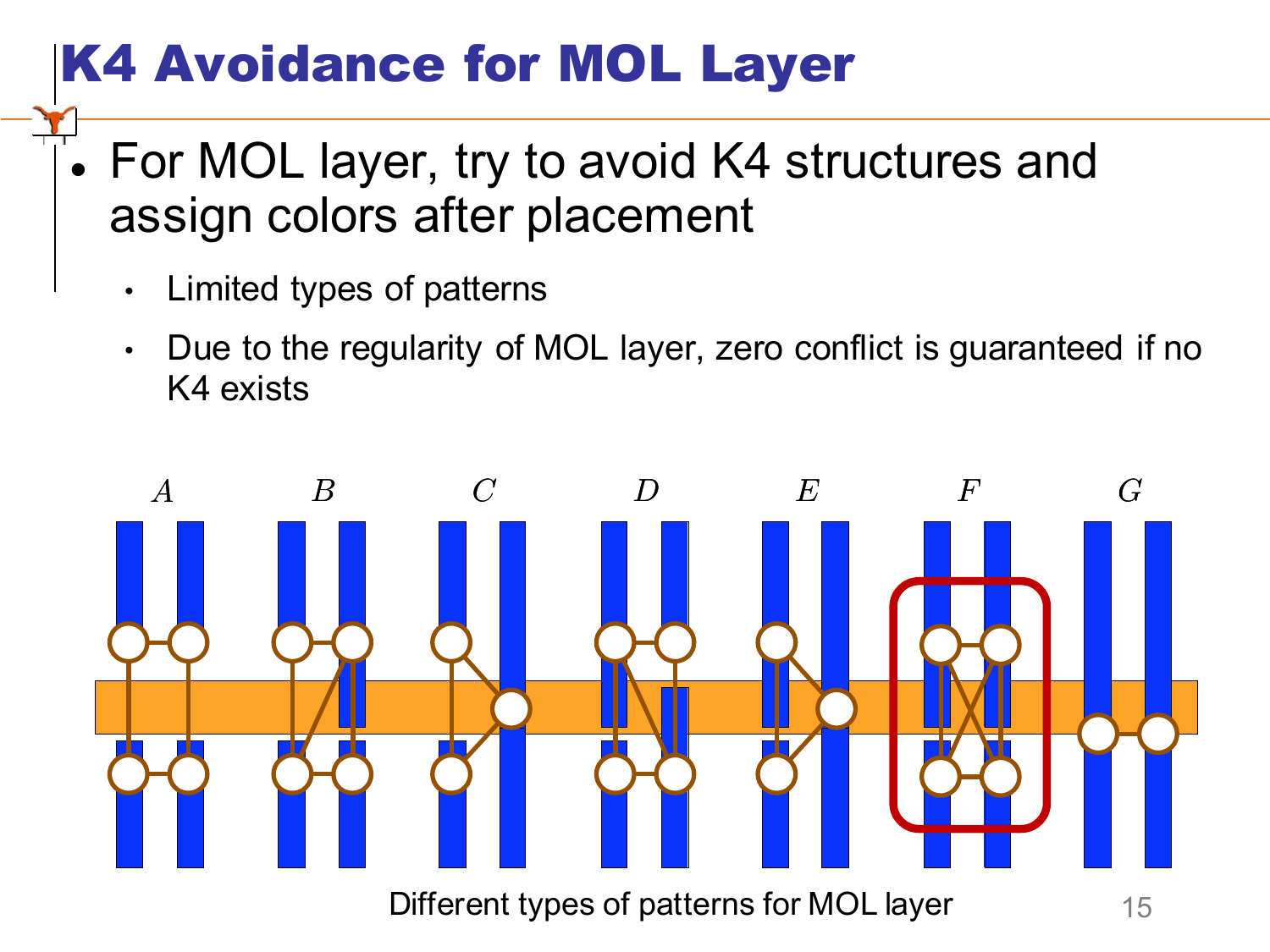# K4 Avoidance for MOL Layer

- For MOL layer, try to avoid K4 structures and assign colors after placement
  - Limited types of patterns
  - Due to the regularity of MOL layer, zero conflict is guaranteed if no K4 exists

$A$ $B$ $C$ $D$ $E$ $F$ $G$

Different types of patterns for MOL layer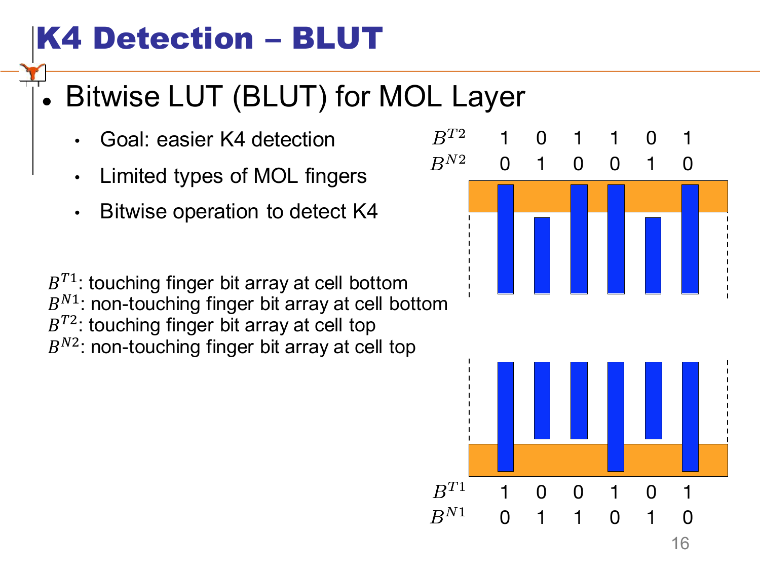# K4 Detection – BLUT

- Bitwise LUT (BLUT) for MOL Layer
  - Goal: easier K4 detection
  - Limited types of MOL fingers
  - Bitwise operation to detect K4

$B^{T1}$: touching finger bit array at cell bottom
$B^{N1}$: non-touching finger bit array at cell bottom
$B^{T2}$: touching finger bit array at cell top
$B^{N2}$: non-touching finger bit array at cell top

| | | | | | | |
|---|---|---|---|---|---|---|
| $B^{T2}$ | 1 | 0 | 1 | 1 | 0 | 1 |
| $B^{N2}$ | 0 | 1 | 0 | 0 | 1 | 0 |

| | | | | | | |
|---|---|---|---|---|---|---|
| $B^{T1}$ | 1 | 0 | 0 | 1 | 0 | 1 |
| $B^{N1}$ | 0 | 1 | 1 | 0 | 1 | 0 |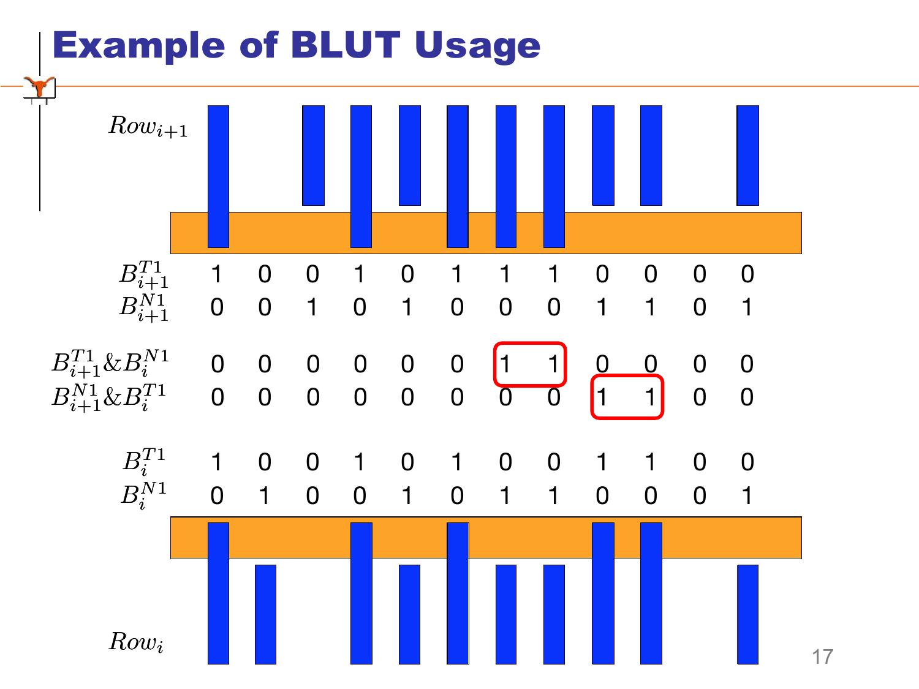# Example of BLUT Usage

$Row_{i+1}$

| | | | | | | | | | | | | |
|---|---|---|---|---|---|---|---|---|---|---|---|---|
| $B_{i+1}^{T1}$ | 1 | 0 | 0 | 1 | 0 | 1 | 1 | 1 | 0 | 0 | 0 | 0 |
| $B_{i+1}^{N1}$ | 0 | 0 | 1 | 0 | 1 | 0 | 0 | 0 | 1 | 1 | 0 | 1 |
| $B_{i+1}^{T1} \& B_i^{N1}$ | 0 | 0 | 0 | 0 | 0 | 0 | 1 | 1 | 0 | 0 | 0 | 0 |
| $B_{i+1}^{N1} \& B_i^{T1}$ | 0 | 0 | 0 | 0 | 0 | 0 | 0 | 0 | 1 | 1 | 0 | 0 |
| $B_i^{T1}$ | 1 | 0 | 0 | 1 | 0 | 1 | 0 | 0 | 1 | 1 | 0 | 0 |
| $B_i^{N1}$ | 0 | 1 | 0 | 0 | 1 | 0 | 1 | 1 | 0 | 0 | 0 | 1 |

$Row_i$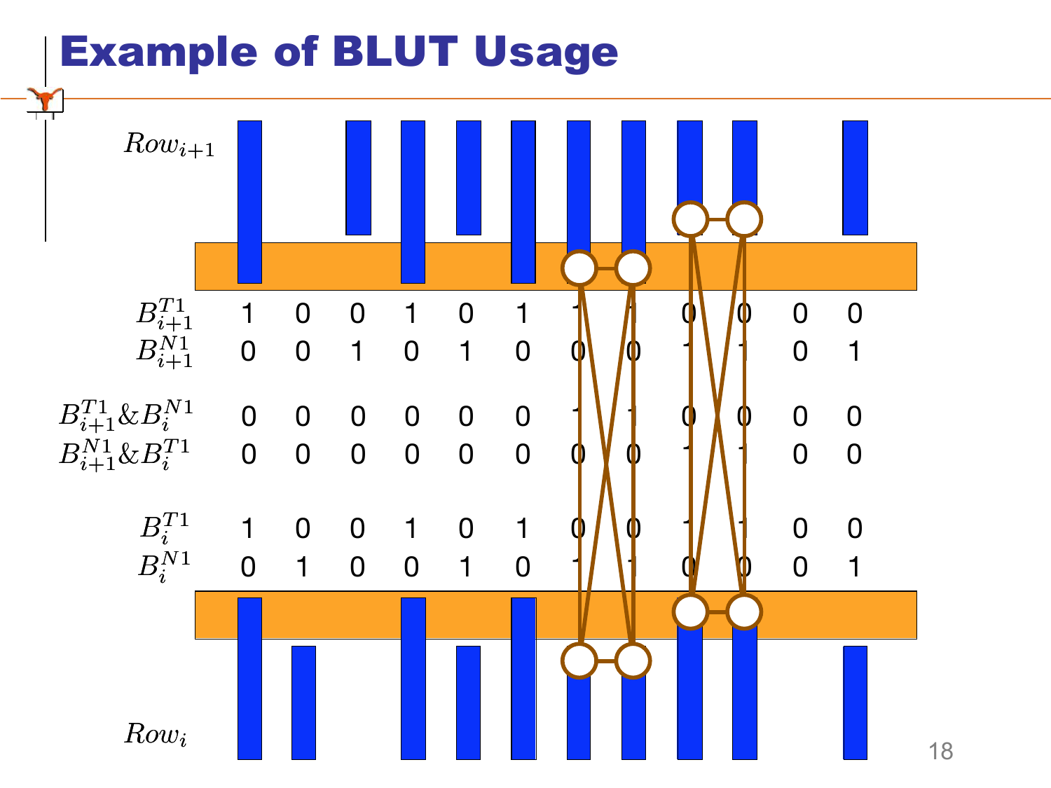# Example of BLUT Usage

$Row_{i+1}$

| | | | | | | | | | | | | |
|---|---|---|---|---|---|---|---|---|---|---|---|---|
| $B_{i+1}^{T1}$ | 1 | 0 | 0 | 1 | 0 | 1 | 1 | 1 | 0 | 0 | 0 | 0 |
| $B_{i+1}^{N1}$ | 0 | 0 | 1 | 0 | 1 | 0 | 0 | 0 | 1 | 1 | 0 | 1 |
| $B_{i+1}^{T1} \& B_i^{N1}$ | 0 | 0 | 0 | 0 | 0 | 0 | 1 | 1 | 0 | 0 | 0 | 0 |
| $B_{i+1}^{N1} \& B_i^{T1}$ | 0 | 0 | 0 | 0 | 0 | 0 | 0 | 0 | 1 | 1 | 0 | 0 |
| $B_i^{T1}$ | 1 | 0 | 0 | 1 | 0 | 1 | 0 | 0 | 1 | 1 | 0 | 0 |
| $B_i^{N1}$ | 0 | 1 | 0 | 0 | 1 | 0 | 1 | 1 | 0 | 0 | 0 | 1 |

$Row_i$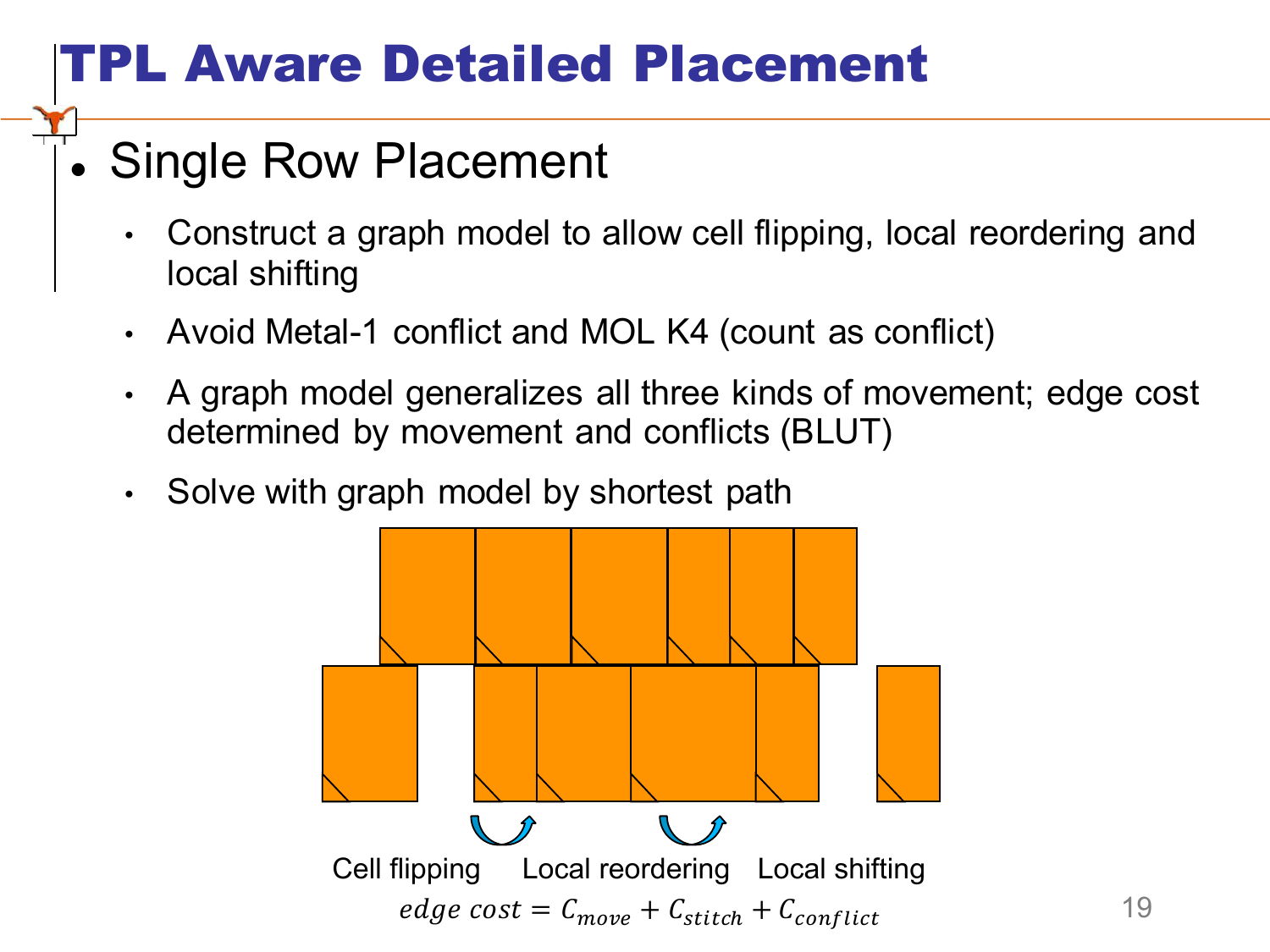# TPL Aware Detailed Placement

- Single Row Placement
  - Construct a graph model to allow cell flipping, local reordering and local shifting
  - Avoid Metal-1 conflict and MOL K4 (count as conflict)
  - A graph model generalizes all three kinds of movement; edge cost determined by movement and conflicts (BLUT)
  - Solve with graph model by shortest path

Cell flipping Local reordering Local shifting

$$edge\ cost = C_{move} + C_{stitch} + C_{conflict}$$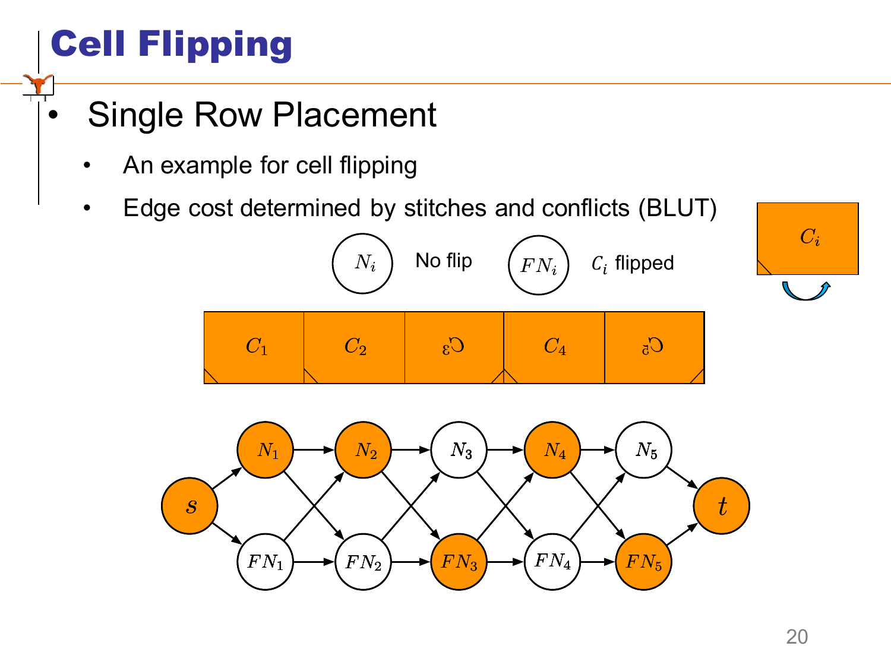# Cell Flipping

- Single Row Placement
  - An example for cell flipping
  - Edge cost determined by stitches and conflicts (BLUT)

$N_i$ No flip

$FN_i$ $C_i$ flipped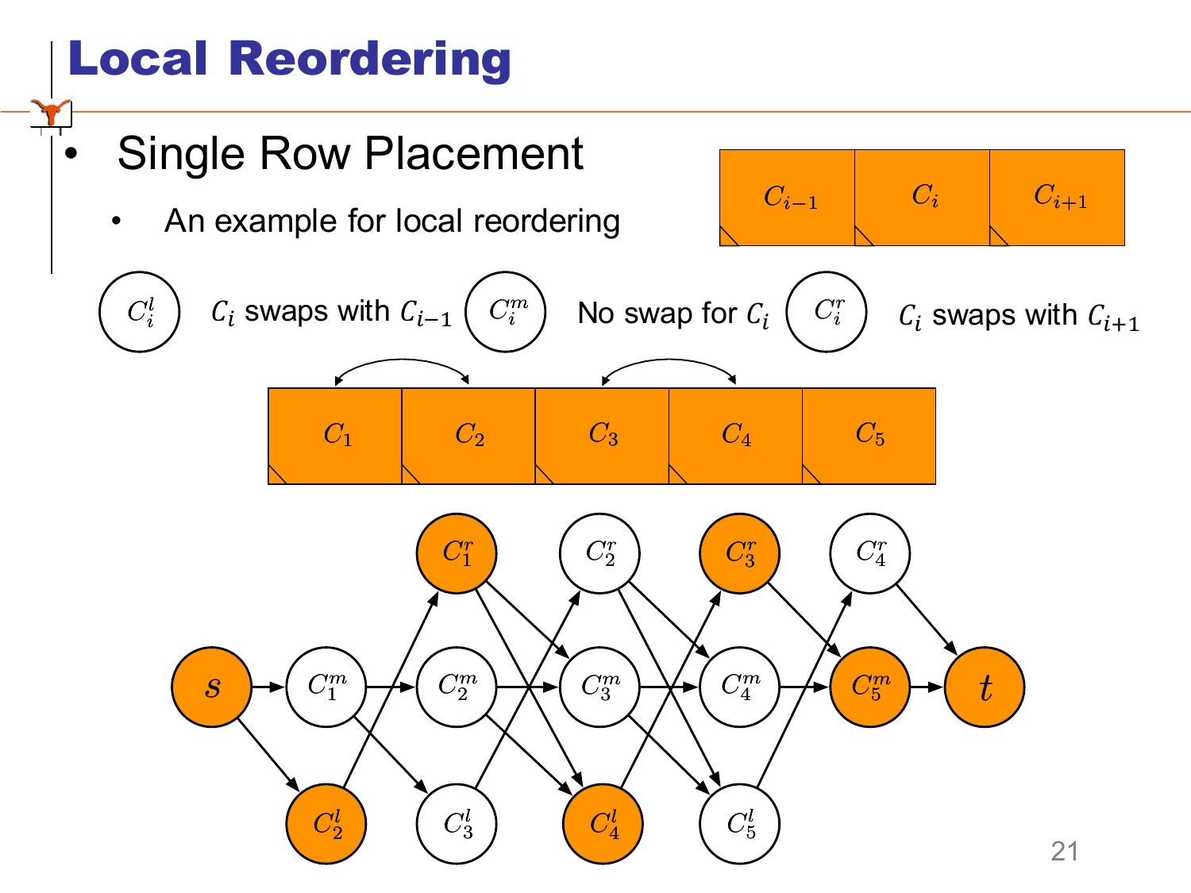# Local Reordering

- Single Row Placement
  - An example for local reordering

$C_{i-1}$ | $C_i$ | $C_{i+1}$

$C_i^l$ : $C_i$ swaps with $C_{i-1}$

$C_i^m$ : No swap for $C_i$

$C_i^r$ : $C_i$ swaps with $C_{i+1}$

$C_1$ | $C_2$ | $C_3$ | $C_4$ | $C_5$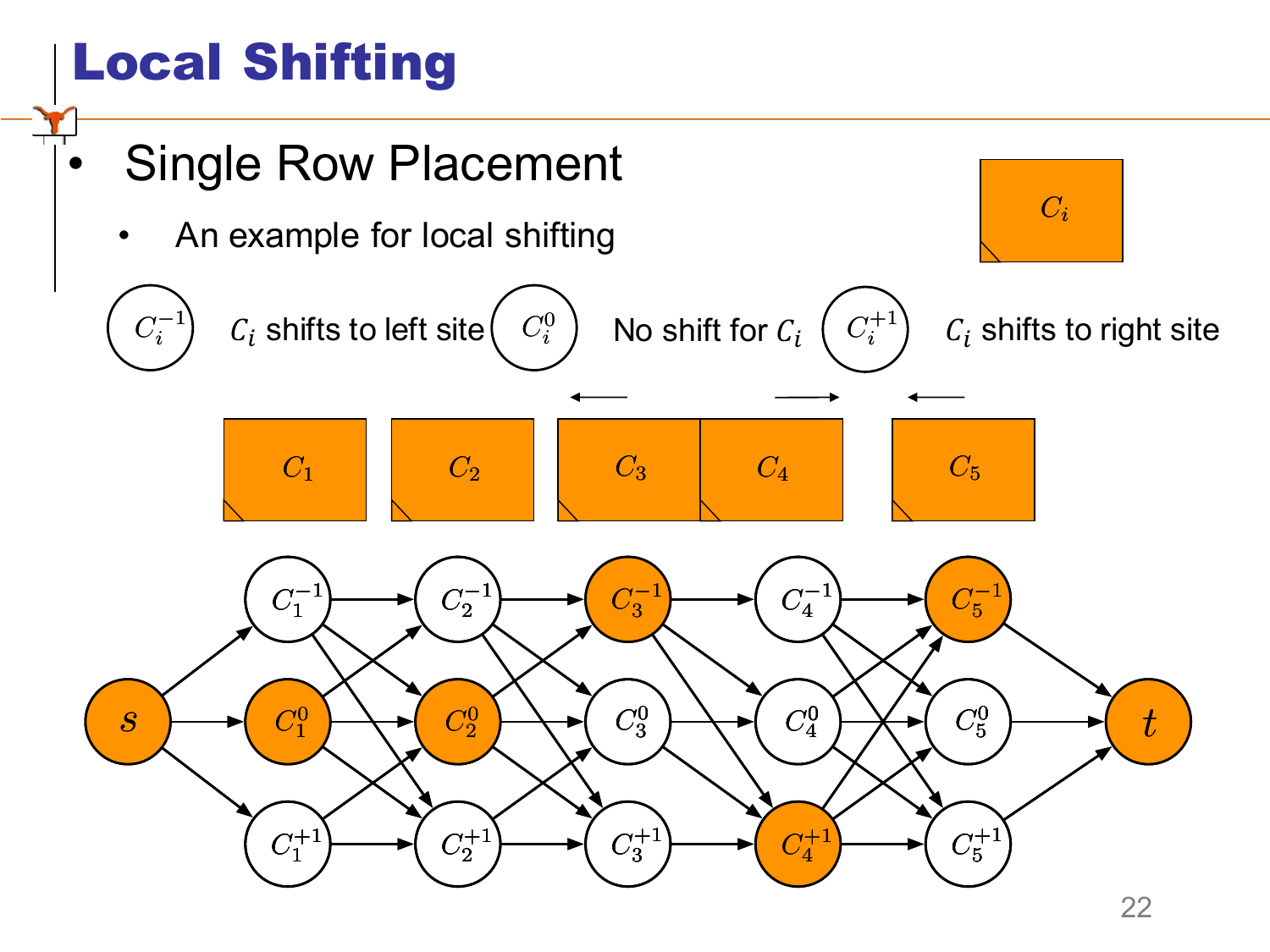# Local Shifting

- Single Row Placement
  - An example for local shifting

$C_i^{-1}$ $C_i$ shifts to left site

$C_i^{0}$ No shift for $C_i$

$C_i^{+1}$ $C_i$ shifts to right site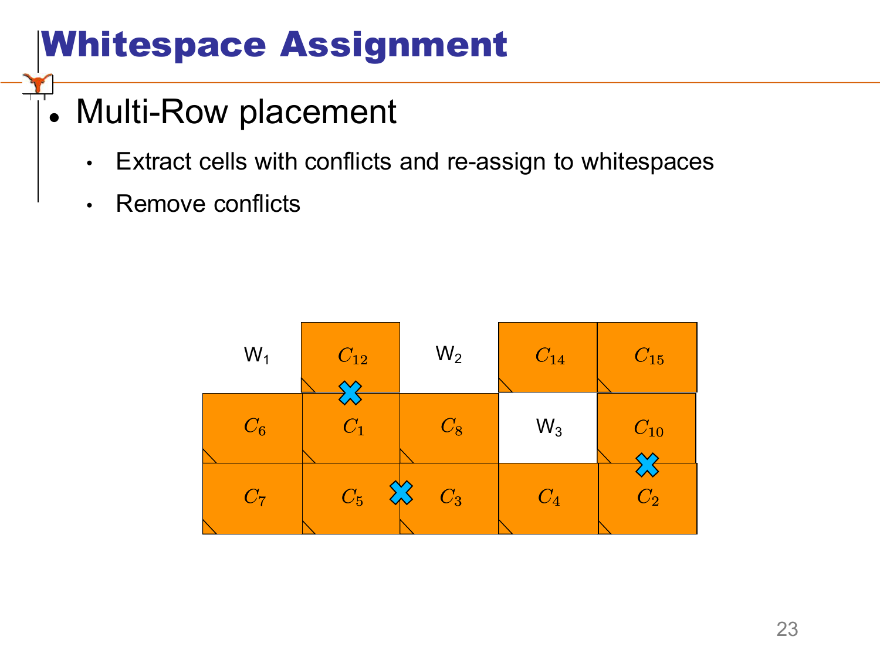# Whitespace Assignment

- Multi-Row placement
  - Extract cells with conflicts and re-assign to whitespaces
  - Remove conflicts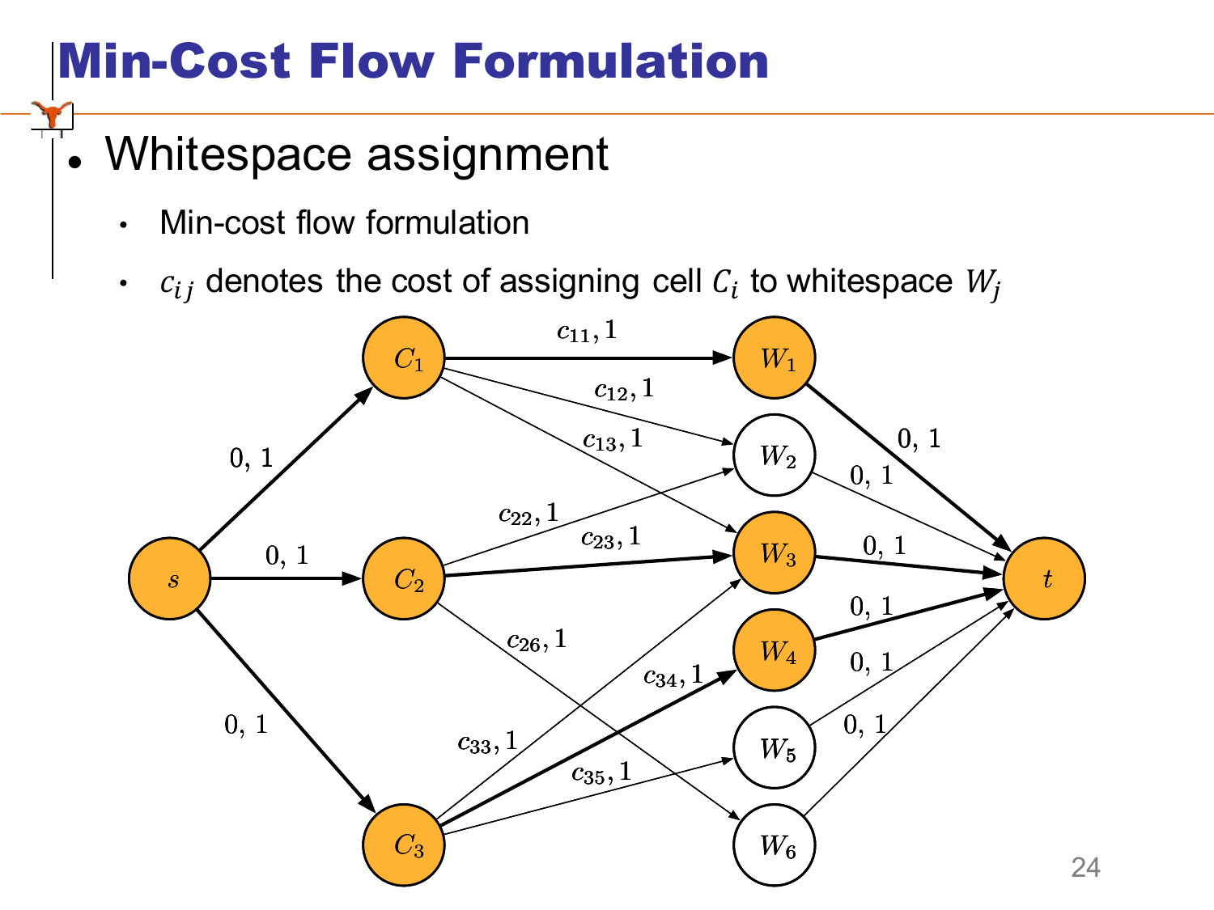# Min-Cost Flow Formulation

- Whitespace assignment
  - Min-cost flow formulation
  - $c_{ij}$ denotes the cost of assigning cell $C_i$ to whitespace $W_j$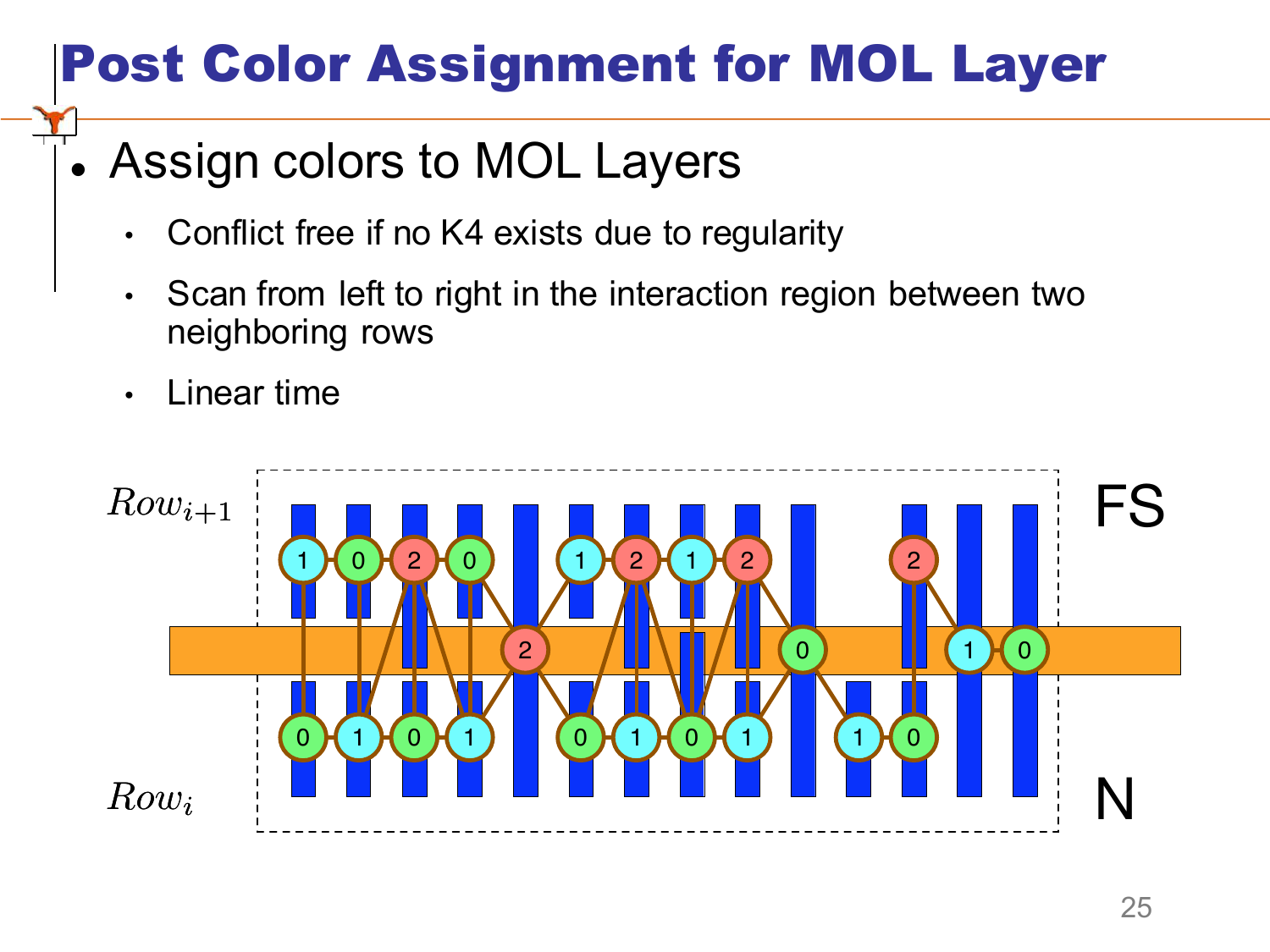# Post Color Assignment for MOL Layer

- Assign colors to MOL Layers
  - Conflict free if no K4 exists due to regularity
  - Scan from left to right in the interaction region between two neighboring rows
  - Linear time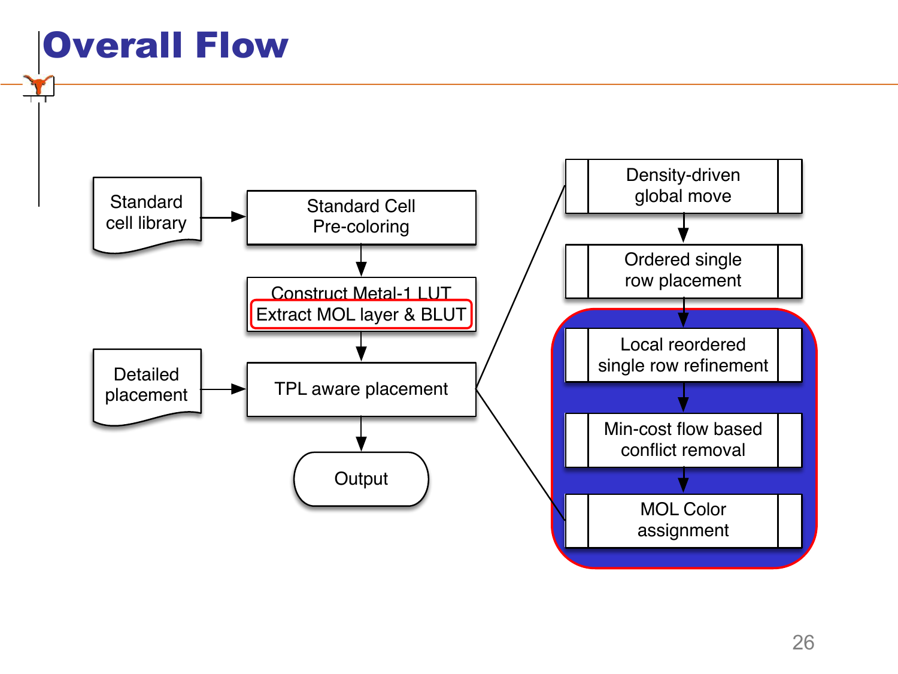# Overall Flow

- Standard cell library → Standard Cell Pre-coloring
- Standard Cell Pre-coloring → Construct Metal-1 LUT / Extract MOL layer & BLUT
- Construct Metal-1 LUT / Extract MOL layer & BLUT → TPL aware placement
- Detailed placement → TPL aware placement
- TPL aware placement → Output

TPL aware placement:

1. Density-driven global move
2. Ordered single row placement
3. Local reordered single row refinement
4. Min-cost flow based conflict removal
5. MOL Color assignment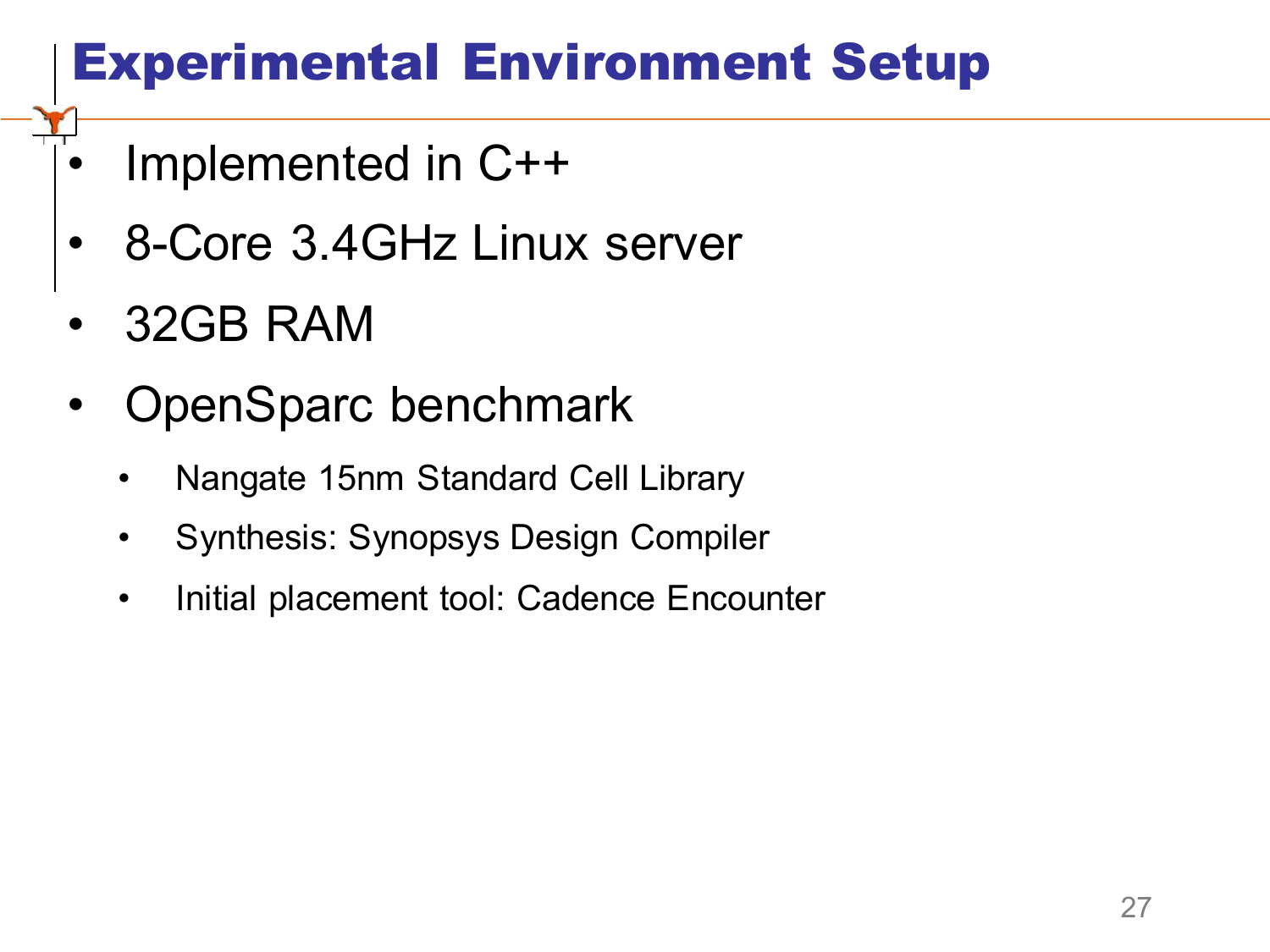# Experimental Environment Setup

- Implemented in C++
- 8-Core 3.4GHz Linux server
- 32GB RAM
- OpenSparc benchmark
  - Nangate 15nm Standard Cell Library
  - Synthesis: Synopsys Design Compiler
  - Initial placement tool: Cadence Encounter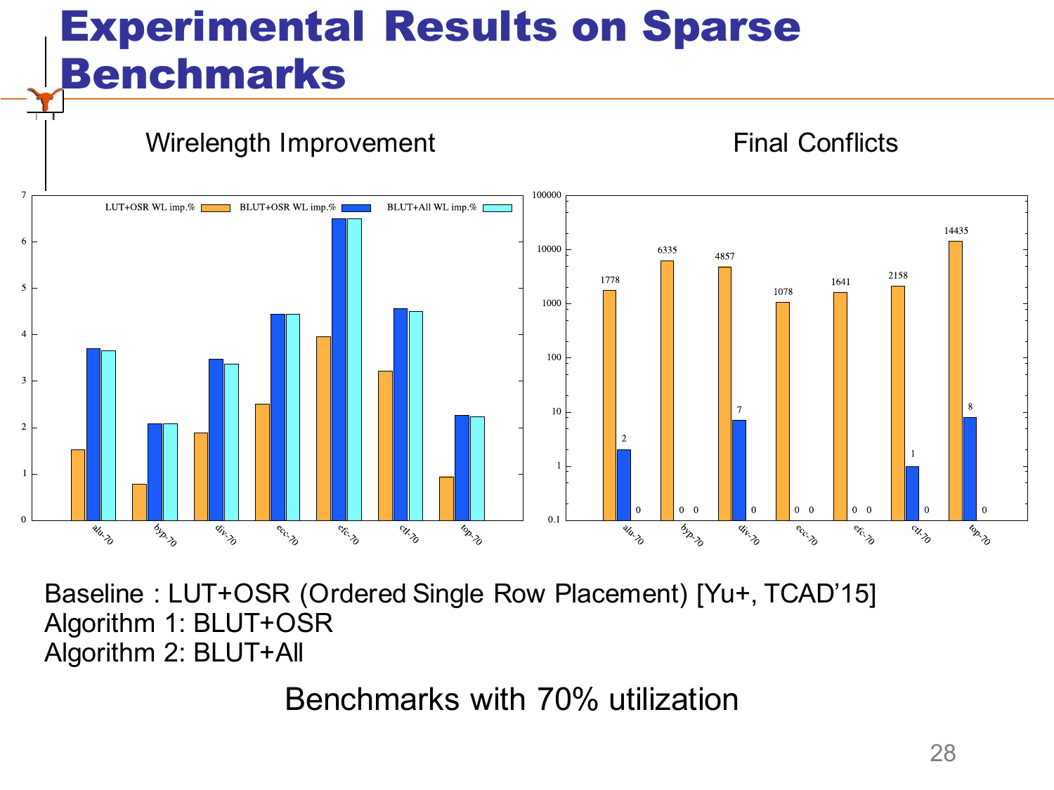# Experimental Results on Sparse Benchmarks

Wirelength Improvement

Final Conflicts

| Benchmark | LUT+OSR WL imp.% | BLUT+OSR WL imp.% | BLUT+All WL imp.% |
|---|---|---|---|
| alu-70 | ~1.5 | ~3.7 | ~3.65 |
| byp-70 | ~0.8 | ~2.1 | ~2.1 |
| div-70 | ~1.9 | ~3.5 | ~3.35 |
| ecc-70 | ~2.5 | ~4.45 | ~4.45 |
| efc-70 | ~3.95 | ~6.5 | ~6.5 |
| ctl-70 | ~3.2 | ~4.55 | ~4.5 |
| top-70 | ~0.95 | ~2.25 | ~2.25 |

| Benchmark | LUT+OSR | BLUT+OSR | BLUT+All |
|---|---|---|---|
| alu-70 | 1778 | 2 | 0 |
| byp-70 | 6335 | 0 | 0 |
| div-70 | 4857 | 7 | 0 |
| ecc-70 | 1078 | 0 | 0 |
| efc-70 | 1641 | 0 | 0 |
| ctl-70 | 2158 | 1 | 0 |
| top-70 | 14435 | 8 | 0 |

Baseline : LUT+OSR (Ordered Single Row Placement) [Yu+, TCAD'15]
Algorithm 1: BLUT+OSR
Algorithm 2: BLUT+All

Benchmarks with 70% utilization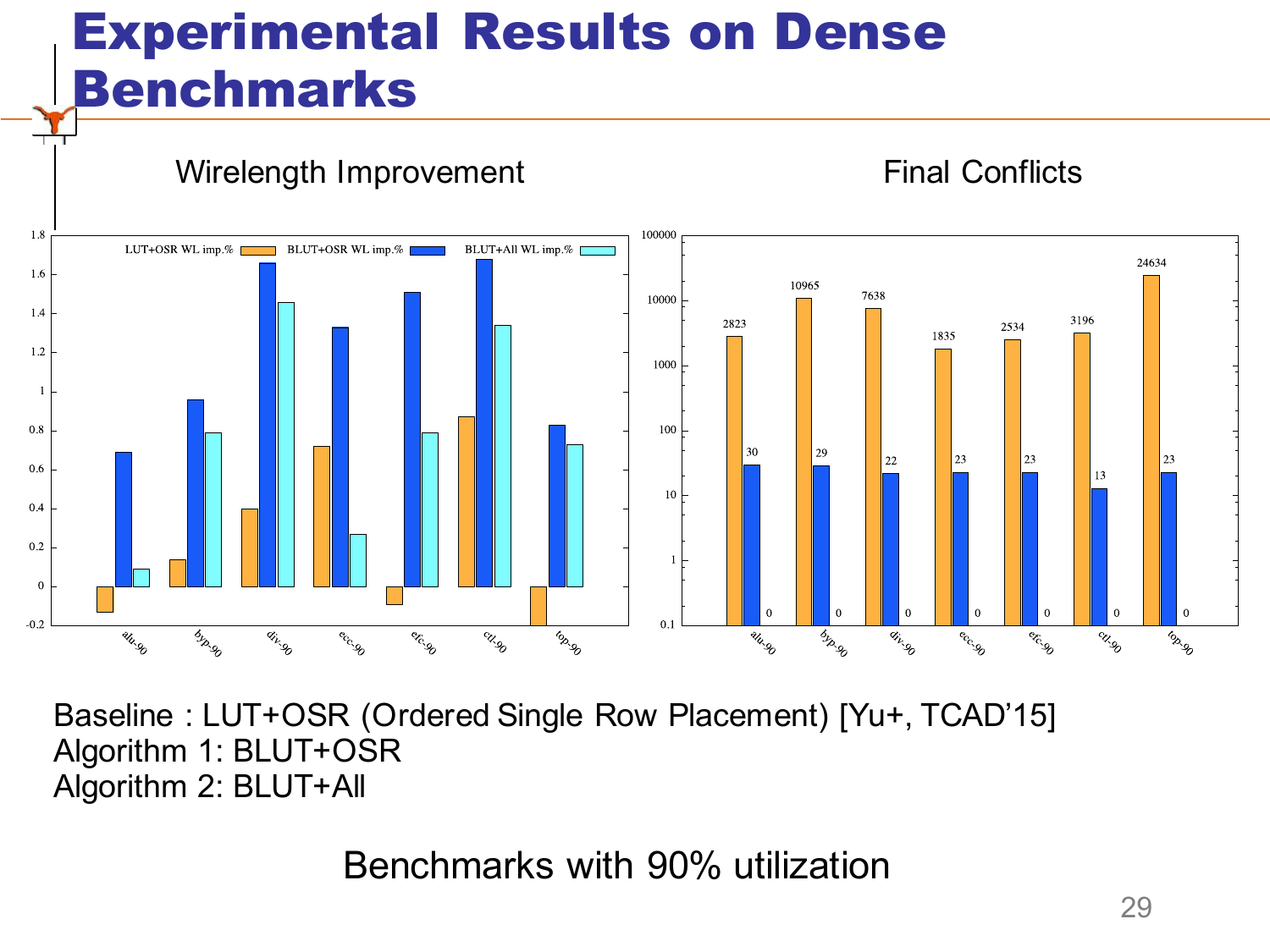# Experimental Results on Dense Benchmarks

Wirelength Improvement

Final Conflicts

| Benchmark | LUT+OSR | BLUT+OSR | BLUT+All |
|---|---|---|---|
| alu-90 | 2823 | 30 | 0 |
| byp-90 | 10965 | 29 | 0 |
| div-90 | 7638 | 22 | 0 |
| ecc-90 | 1835 | 23 | 0 |
| efc-90 | 2534 | 23 | 0 |
| ctl-90 | 3196 | 13 | 0 |
| top-90 | 24634 | 23 | 0 |

Baseline : LUT+OSR (Ordered Single Row Placement) [Yu+, TCAD'15]
Algorithm 1: BLUT+OSR
Algorithm 2: BLUT+All

Benchmarks with 90% utilization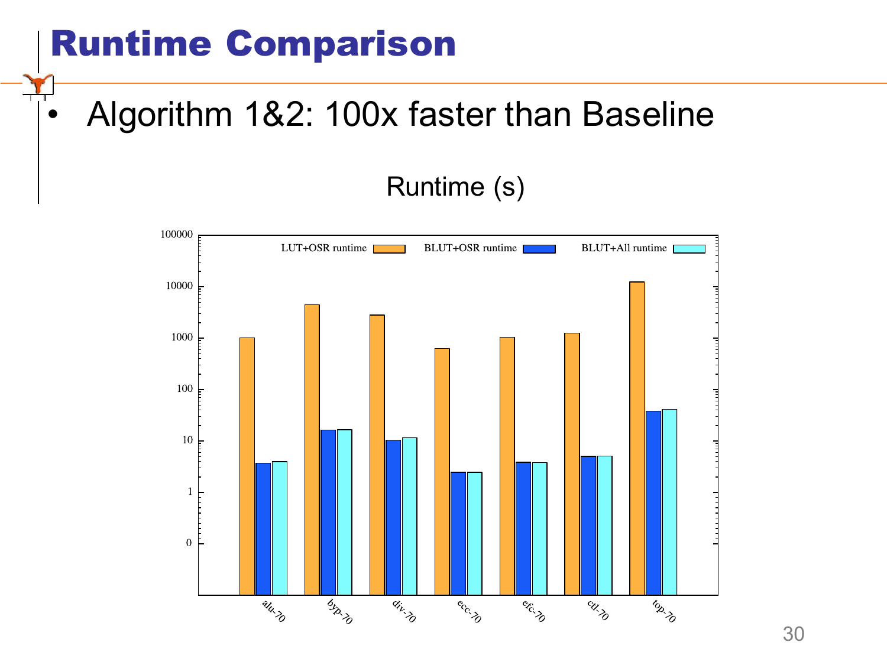# Runtime Comparison

- Algorithm 1&2: 100x faster than Baseline

Runtime (s)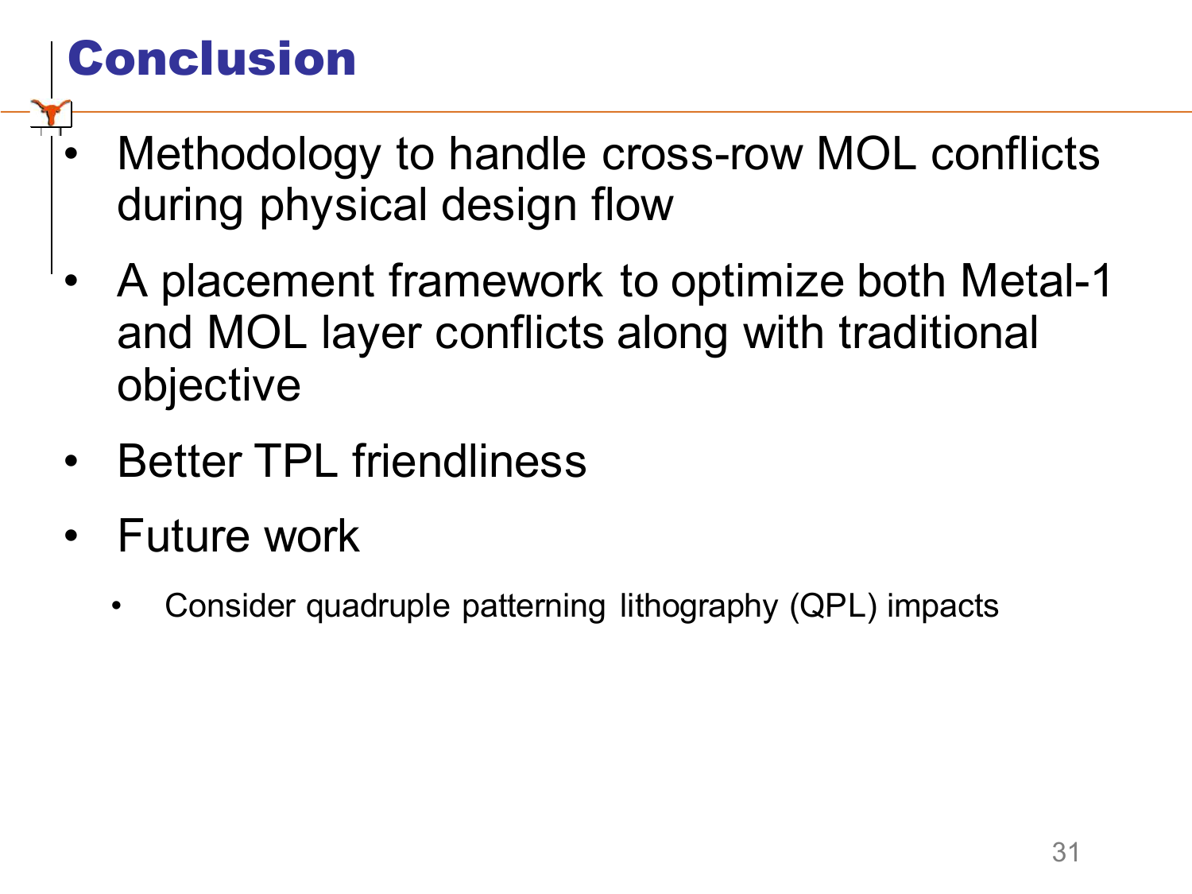# Conclusion

- Methodology to handle cross-row MOL conflicts during physical design flow
- A placement framework to optimize both Metal-1 and MOL layer conflicts along with traditional objective
- Better TPL friendliness
- Future work
  - Consider quadruple patterning lithography (QPL) impacts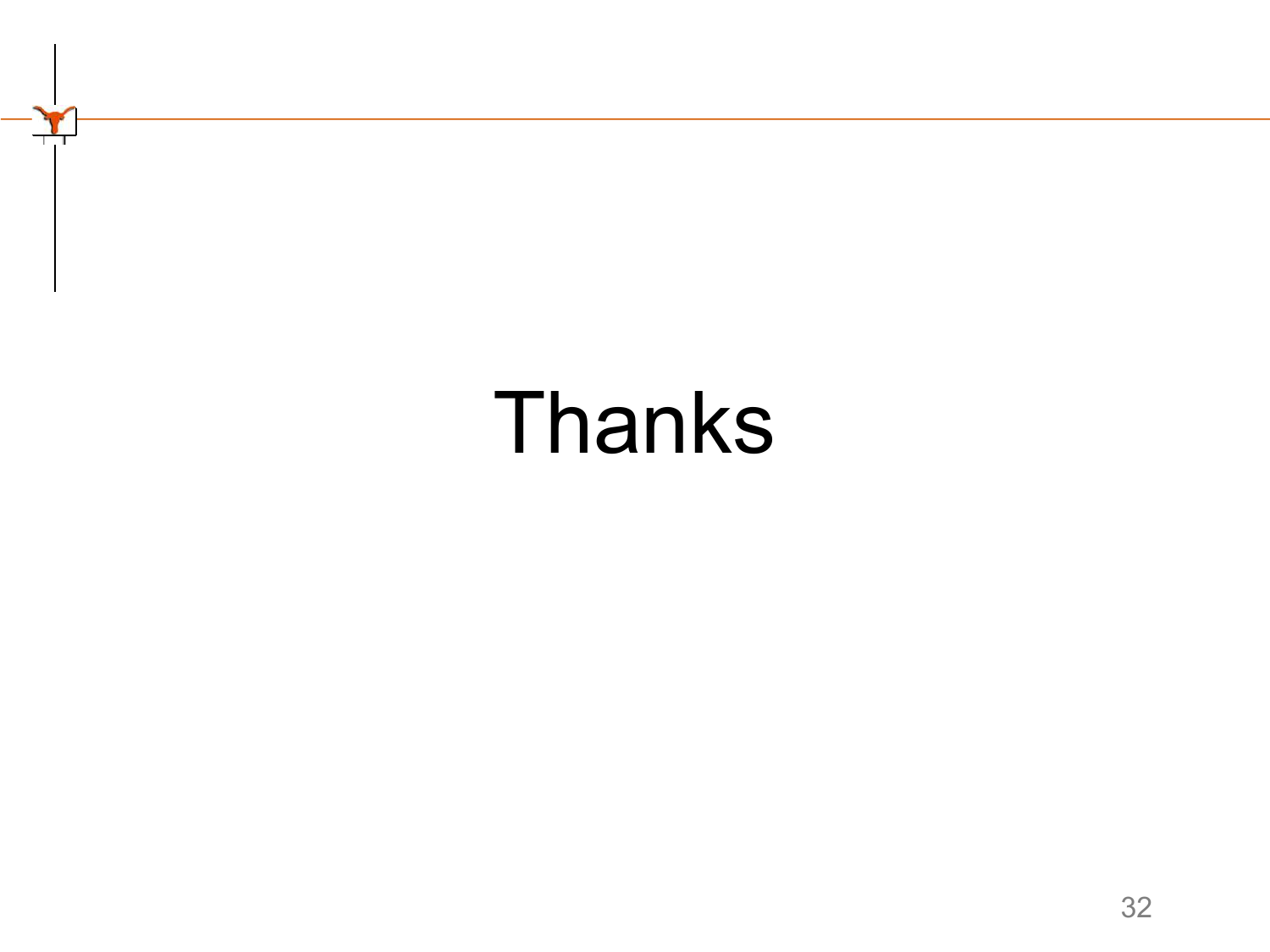# Thanks